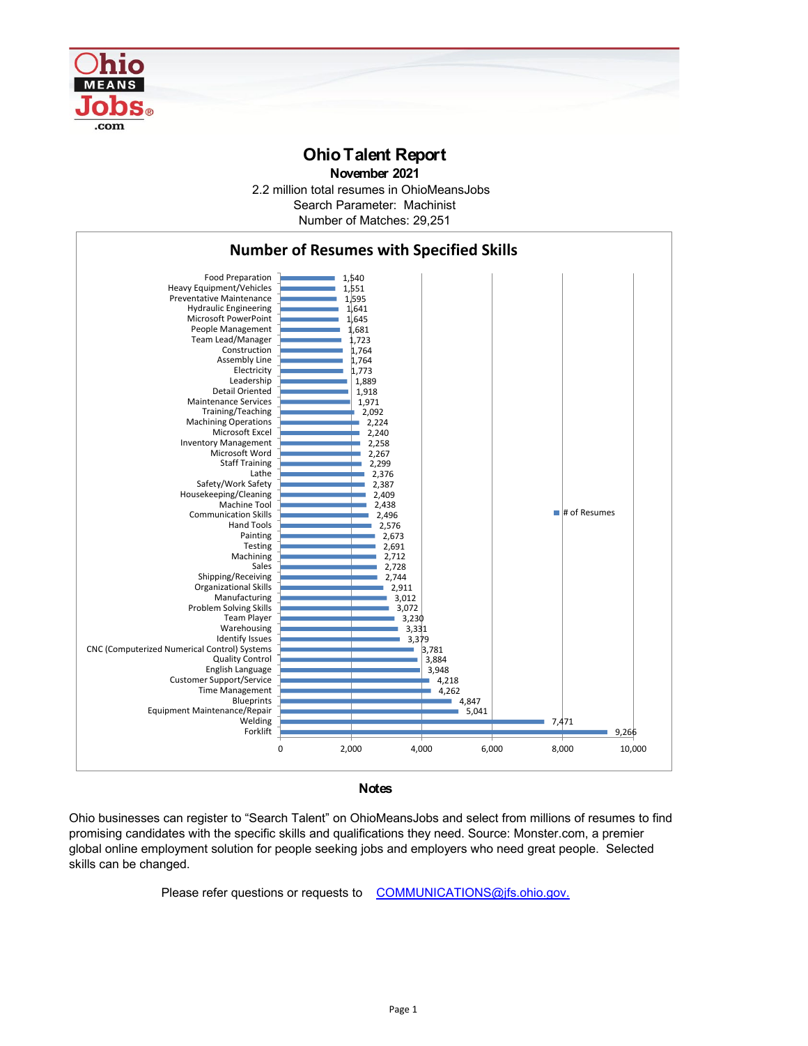# Ohio Talent Report

**November 2021**

2.2 million total resumes in OhioMeansJobs

Search Parameter: Machinist

Number of Matches: 29,251

## Number of Resumes with Specified Skills

| Skill | # of Resumes |
|---|---|
| Food Preparation | 1,540 |
| Heavy Equipment/Vehicles | 1,551 |
| Preventative Maintenance | 1,595 |
| Hydraulic Engineering | 1,641 |
| Microsoft PowerPoint | 1,645 |
| People Management | 1,681 |
| Team Lead/Manager | 1,723 |
| Construction | 1,764 |
| Assembly Line | 1,764 |
| Electricity | 1,773 |
| Leadership | 1,889 |
| Detail Oriented | 1,918 |
| Maintenance Services | 1,971 |
| Training/Teaching | 2,092 |
| Machining Operations | 2,224 |
| Microsoft Excel | 2,240 |
| Inventory Management | 2,258 |
| Microsoft Word | 2,267 |
| Staff Training | 2,299 |
| Lathe | 2,376 |
| Safety/Work Safety | 2,387 |
| Housekeeping/Cleaning | 2,409 |
| Machine Tool | 2,438 |
| Communication Skills | 2,496 |
| Hand Tools | 2,576 |
| Painting | 2,673 |
| Testing | 2,691 |
| Machining | 2,712 |
| Sales | 2,728 |
| Shipping/Receiving | 2,744 |
| Organizational Skills | 2,911 |
| Manufacturing | 3,012 |
| Problem Solving Skills | 3,072 |
| Team Player | 3,230 |
| Warehousing | 3,331 |
| Identify Issues | 3,379 |
| CNC (Computerized Numerical Control) Systems | 3,781 |
| Quality Control | 3,884 |
| English Language | 3,948 |
| Customer Support/Service | 4,218 |
| Time Management | 4,262 |
| Blueprints | 4,847 |
| Equipment Maintenance/Repair | 5,041 |
| Welding | 7,471 |
| Forklift | 9,266 |

### Notes

Ohio businesses can register to "Search Talent" on OhioMeansJobs and select from millions of resumes to find promising candidates with the specific skills and qualifications they need. Source: Monster.com, a premier global online employment solution for people seeking jobs and employers who need great people. Selected skills can be changed.

Please refer questions or requests to COMMUNICATIONS@jfs.ohio.gov.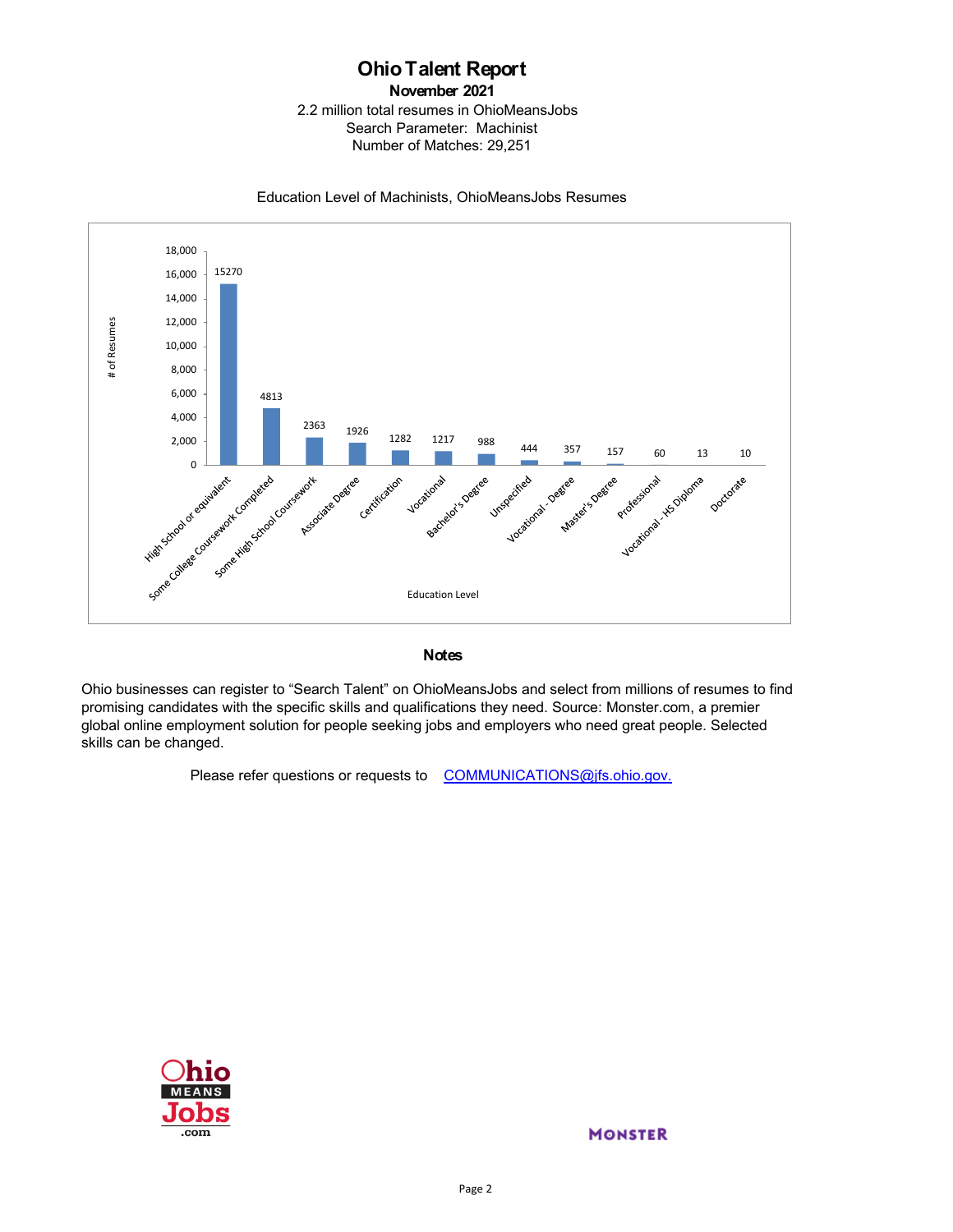# Ohio Talent Report

**November 2021**

2.2 million total resumes in OhioMeansJobs
Search Parameter: Machinist
Number of Matches: 29,251

Education Level of Machinists, OhioMeansJobs Resumes

18,000
16,000
14,000
12,000
10,000
8,000
6,000
4,000
2,000
0

# of Resumes

15270
4813
2363
1926
1282
1217
988
444
357
157
60
13
10

High School or equivalent
Some College Coursework Completed
Some High School Coursework
Associate Degree
Certification
Vocational
Bachelor's Degree
Unspecified
Vocational - Degree
Master's Degree
Professional
Vocational - HS Diploma
Doctorate

Education Level

## Notes

Ohio businesses can register to "Search Talent" on OhioMeansJobs and select from millions of resumes to find promising candidates with the specific skills and qualifications they need. Source: Monster.com, a premier global online employment solution for people seeking jobs and employers who need great people. Selected skills can be changed.

Please refer questions or requests to [COMMUNICATIONS@jfs.ohio.gov.](mailto:COMMUNICATIONS@jfs.ohio.gov)

Ohio MEANS Jobs .com

MONSTER